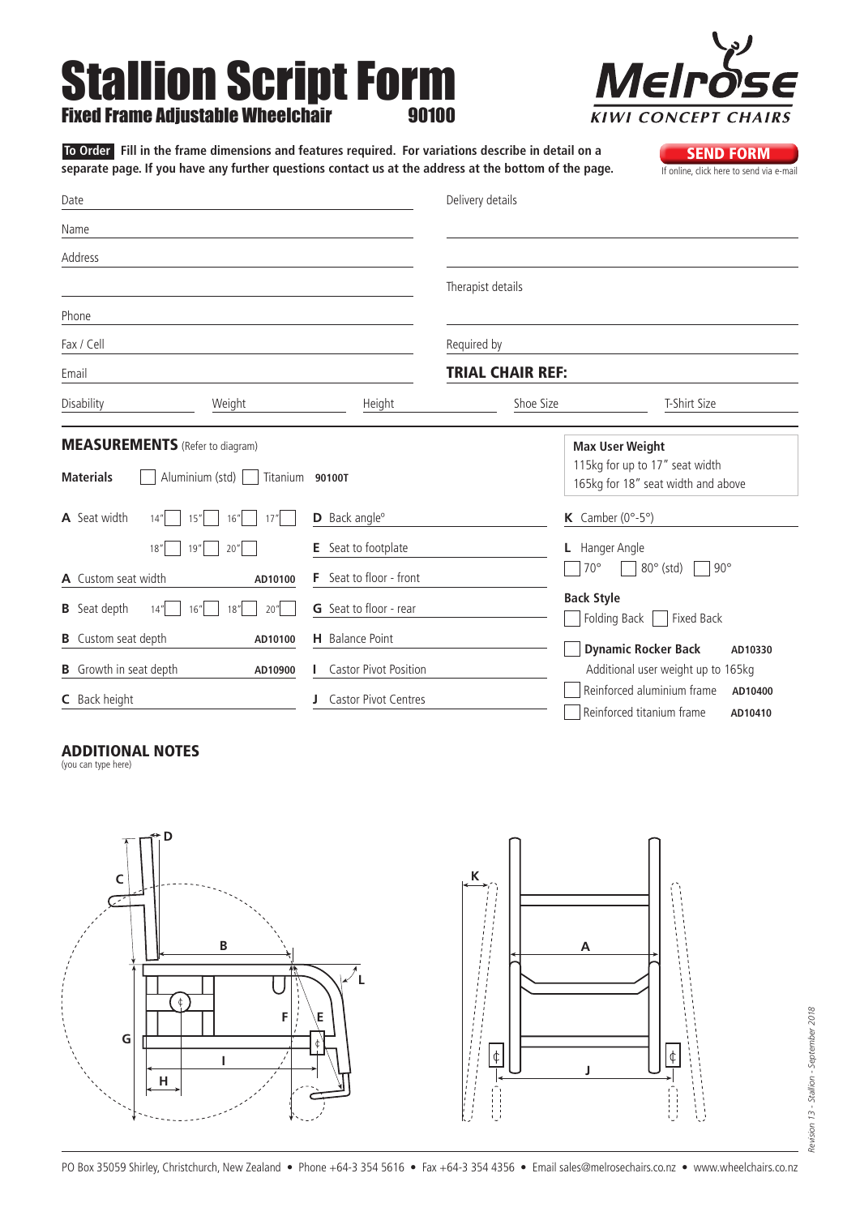# Stallion Script Form

## Fixed Frame Adjustable Wheelchair 90100

Melrose KIWI CONCEPT CHAIRS

**To Order** **Fill in the frame dimensions and features required. For variations describe in detail on a separate page. If you have any further questions contact us at the address at the bottom of the page.**

**SEND FORM**
If online, click here to send via e-mail

Date

Name

Address

Phone

Fax / Cell

Email

Delivery details

Therapist details

Required by

**TRIAL CHAIR REF:**

Disability  Weight  Height  Shoe Size  T-Shirt Size

## MEASUREMENTS (Refer to diagram)

**Materials** ☐ Aluminium (std) ☐ Titanium **90100T**

**Max User Weight**
115kg for up to 17" seat width
165kg for 18" seat width and above

**A** Seat width 14" ☐ 15" ☐ 16" ☐ 17" ☐ 18" ☐ 19" ☐ 20" ☐

**A** Custom seat width **AD10100**

**B** Seat depth 14" ☐ 16" ☐ 18" ☐ 20" ☐

**B** Custom seat depth **AD10100**

**B** Growth in seat depth **AD10900**

**C** Back height

**D** Back angle°

**E** Seat to footplate

**F** Seat to floor - front

**G** Seat to floor - rear

**H** Balance Point

**I** Castor Pivot Position

**J** Castor Pivot Centres

**K** Camber (0°-5°)

**L** Hanger Angle
☐ 70° ☐ 80° (std) ☐ 90°

**Back Style**
☐ Folding Back ☐ Fixed Back

☐ **Dynamic Rocker Back** **AD10330**
Additional user weight up to 165kg
☐ Reinforced aluminium frame **AD10400**
☐ Reinforced titanium frame **AD10410**

## ADDITIONAL NOTES
(you can type here)

PO Box 35059 Shirley, Christchurch, New Zealand • Phone +64-3 354 5616 • Fax +64-3 354 4356 • Email sales@melrosechairs.co.nz • www.wheelchairs.co.nz

*Revision 13 - Stallion - September 2018*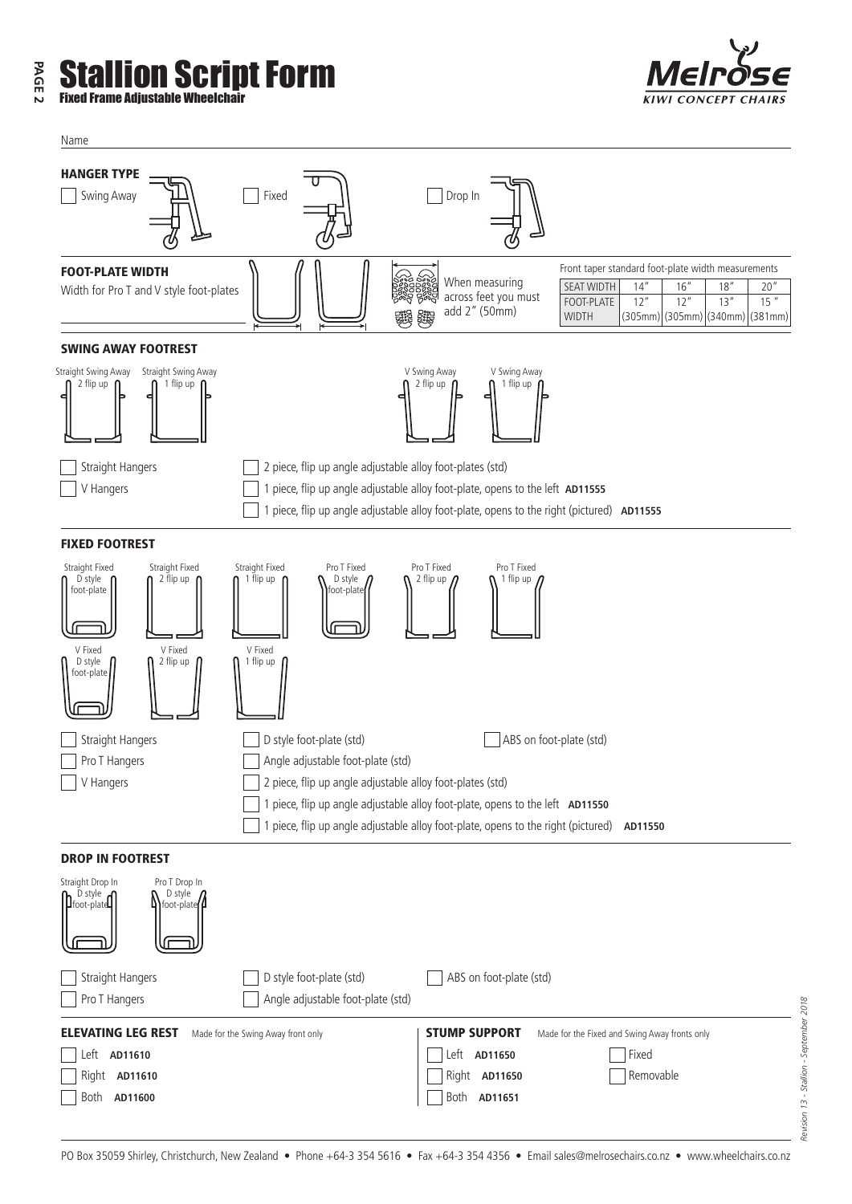# Stallion Script Form

**Fixed Frame Adjustable Wheelchair**

Name

## HANGER TYPE

- [ ] Swing Away
- [ ] Fixed
- [ ] Drop In

## FOOT-PLATE WIDTH

Width for Pro T and V style foot-plates

When measuring across feet you must add 2" (50mm)

Front taper standard foot-plate width measurements

| SEAT WIDTH | 14" | 16" | 18" | 20" |
|---|---|---|---|---|
| FOOT-PLATE WIDTH | 12" (305mm) | 12" (305mm) | 13" (340mm) | 15 " (381mm) |

## SWING AWAY FOOTREST

Straight Swing Away 2 flip up — Straight Swing Away 1 flip up — V Swing Away 2 flip up — V Swing Away 1 flip up

- [ ] Straight Hangers
- [ ] V Hangers

- [ ] 2 piece, flip up angle adjustable alloy foot-plates (std)
- [ ] 1 piece, flip up angle adjustable alloy foot-plate, opens to the left **AD11555**
- [ ] 1 piece, flip up angle adjustable alloy foot-plate, opens to the right (pictured) **AD11555**

## FIXED FOOTREST

Straight Fixed D style foot-plate — Straight Fixed 2 flip up — Straight Fixed 1 flip up — Pro T Fixed D style foot-plate — Pro T Fixed 2 flip up — Pro T Fixed 1 flip up

V Fixed D style foot-plate — V Fixed 2 flip up — V Fixed 1 flip up

- [ ] Straight Hangers
- [ ] Pro T Hangers
- [ ] V Hangers

- [ ] D style foot-plate (std)
- [ ] ABS on foot-plate (std)
- [ ] Angle adjustable foot-plate (std)
- [ ] 2 piece, flip up angle adjustable alloy foot-plates (std)
- [ ] 1 piece, flip up angle adjustable alloy foot-plate, opens to the left **AD11550**
- [ ] 1 piece, flip up angle adjustable alloy foot-plate, opens to the right (pictured) **AD11550**

## DROP IN FOOTREST

Straight Drop In D style foot-plate — Pro T Drop In D style foot-plate

- [ ] Straight Hangers
- [ ] Pro T Hangers

- [ ] D style foot-plate (std)
- [ ] ABS on foot-plate (std)
- [ ] Angle adjustable foot-plate (std)

## ELEVATING LEG REST

Made for the Swing Away front only

- [ ] Left **AD11610**
- [ ] Right **AD11610**
- [ ] Both **AD11600**

## STUMP SUPPORT

Made for the Fixed and Swing Away fronts only

- [ ] Left **AD11650**
- [ ] Right **AD11650**
- [ ] Both **AD11651**

- [ ] Fixed
- [ ] Removable

PO Box 35059 Shirley, Christchurch, New Zealand • Phone +64-3 354 5616 • Fax +64-3 354 4356 • Email sales@melrosechairs.co.nz • www.wheelchairs.co.nz

*Revision 13 - Stallion - September 2018*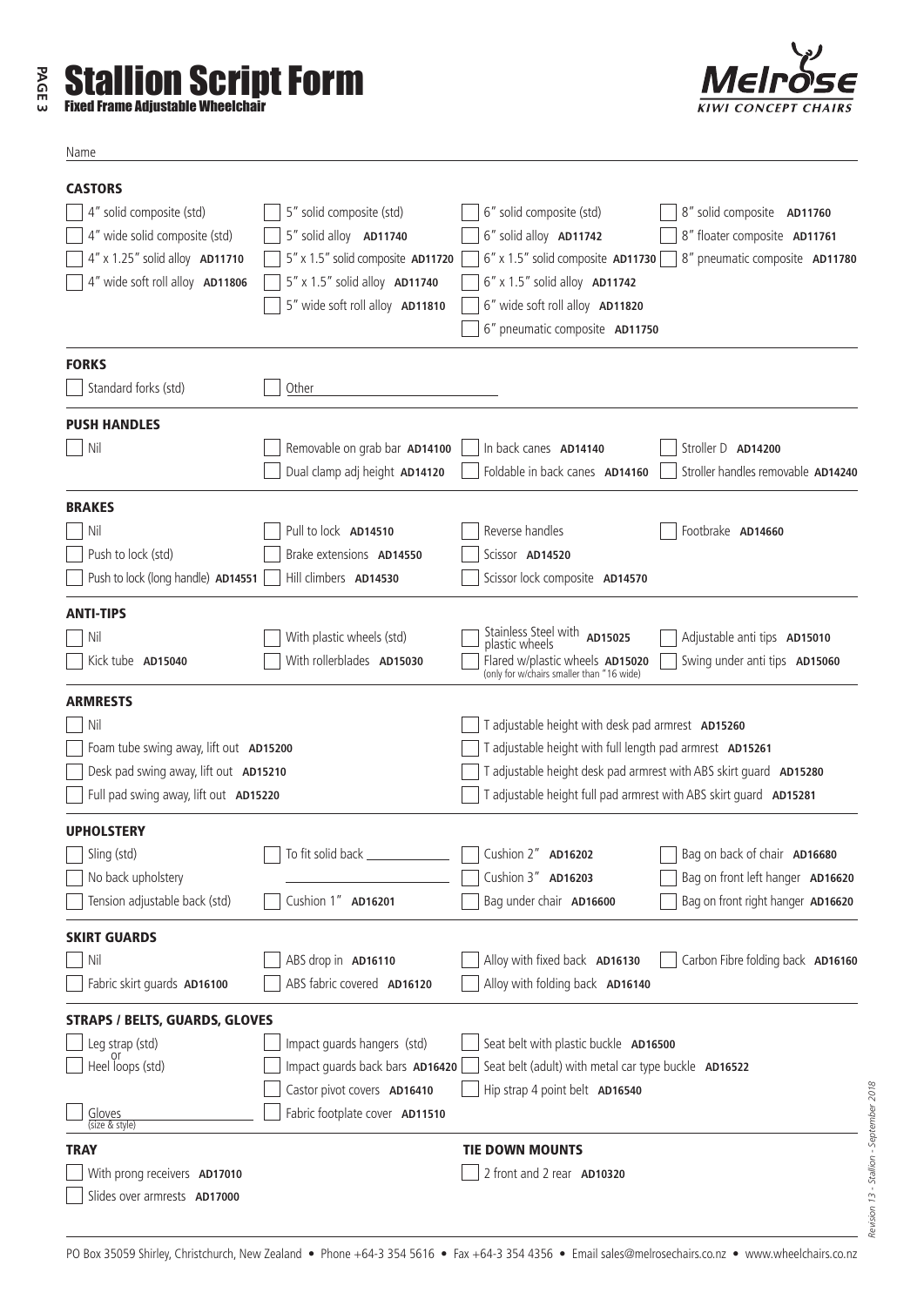# Stallion Script Form

**Fixed Frame Adjustable Wheelchair**

MELROSE KIWI CONCEPT CHAIRS

Name

## CASTORS

- [ ] 4" solid composite (std)
- [ ] 4" wide solid composite (std)
- [ ] 4" x 1.25" solid alloy **AD11710**
- [ ] 4" wide soft roll alloy **AD11806**
- [ ] 5" solid composite (std)
- [ ] 5" solid alloy **AD11740**
- [ ] 5" x 1.5" solid composite **AD11720**
- [ ] 5" x 1.5" solid alloy **AD11740**
- [ ] 5" wide soft roll alloy **AD11810**
- [ ] 6" solid composite (std)
- [ ] 6" solid alloy **AD11742**
- [ ] 6" x 1.5" solid composite **AD11730**
- [ ] 6" x 1.5" solid alloy **AD11742**
- [ ] 6" wide soft roll alloy **AD11820**
- [ ] 6" pneumatic composite **AD11750**
- [ ] 8" solid composite **AD11760**
- [ ] 8" floater composite **AD11761**
- [ ] 8" pneumatic composite **AD11780**

## FORKS

- [ ] Standard forks (std)
- [ ] Other ________________

## PUSH HANDLES

- [ ] Nil
- [ ] Removable on grab bar **AD14100**
- [ ] Dual clamp adj height **AD14120**
- [ ] In back canes **AD14140**
- [ ] Foldable in back canes **AD14160**
- [ ] Stroller D **AD14200**
- [ ] Stroller handles removable **AD14240**

## BRAKES

- [ ] Nil
- [ ] Push to lock (std)
- [ ] Push to lock (long handle) **AD14551**
- [ ] Pull to lock **AD14510**
- [ ] Brake extensions **AD14550**
- [ ] Hill climbers **AD14530**
- [ ] Reverse handles
- [ ] Scissor **AD14520**
- [ ] Scissor lock composite **AD14570**
- [ ] Footbrake **AD14660**

## ANTI-TIPS

- [ ] Nil
- [ ] Kick tube **AD15040**
- [ ] With plastic wheels (std)
- [ ] With rollerblades **AD15030**
- [ ] Stainless Steel with plastic wheels **AD15025**
- [ ] Flared w/plastic wheels **AD15020** (only for w/chairs smaller than "16 wide)
- [ ] Adjustable anti tips **AD15010**
- [ ] Swing under anti tips **AD15060**

## ARMRESTS

- [ ] Nil
- [ ] Foam tube swing away, lift out **AD15200**
- [ ] Desk pad swing away, lift out **AD15210**
- [ ] Full pad swing away, lift out **AD15220**
- [ ] T adjustable height with desk pad armrest **AD15260**
- [ ] T adjustable height with full length pad armrest **AD15261**
- [ ] T adjustable height desk pad armrest with ABS skirt guard **AD15280**
- [ ] T adjustable height full pad armrest with ABS skirt guard **AD15281**

## UPHOLSTERY

- [ ] Sling (std)
- [ ] No back upholstery
- [ ] Tension adjustable back (std)
- [ ] To fit solid back ________________
- [ ] Cushion 1" **AD16201**
- [ ] Cushion 2" **AD16202**
- [ ] Cushion 3" **AD16203**
- [ ] Bag under chair **AD16600**
- [ ] Bag on back of chair **AD16680**
- [ ] Bag on front left hanger **AD16620**
- [ ] Bag on front right hanger **AD16620**

## SKIRT GUARDS

- [ ] Nil
- [ ] Fabric skirt guards **AD16100**
- [ ] ABS drop in **AD16110**
- [ ] ABS fabric covered **AD16120**
- [ ] Alloy with fixed back **AD16130**
- [ ] Alloy with folding back **AD16140**
- [ ] Carbon Fibre folding back **AD16160**

## STRAPS / BELTS, GUARDS, GLOVES

- [ ] Leg strap (std) or
- [ ] Heel loops (std)
- [ ] Gloves (size & style) ________________
- [ ] Impact guards hangers (std)
- [ ] Impact guards back bars **AD16420**
- [ ] Castor pivot covers **AD16410**
- [ ] Fabric footplate cover **AD11510**
- [ ] Seat belt with plastic buckle **AD16500**
- [ ] Seat belt (adult) with metal car type buckle **AD16522**
- [ ] Hip strap 4 point belt **AD16540**

## TRAY

- [ ] With prong receivers **AD17010**
- [ ] Slides over armrests **AD17000**

## TIE DOWN MOUNTS

- [ ] 2 front and 2 rear **AD10320**

*Revision 13 - Stallion - September 2018*

PO Box 35059 Shirley, Christchurch, New Zealand • Phone +64-3 354 5616 • Fax +64-3 354 4356 • Email sales@melrosechairs.co.nz • www.wheelchairs.co.nz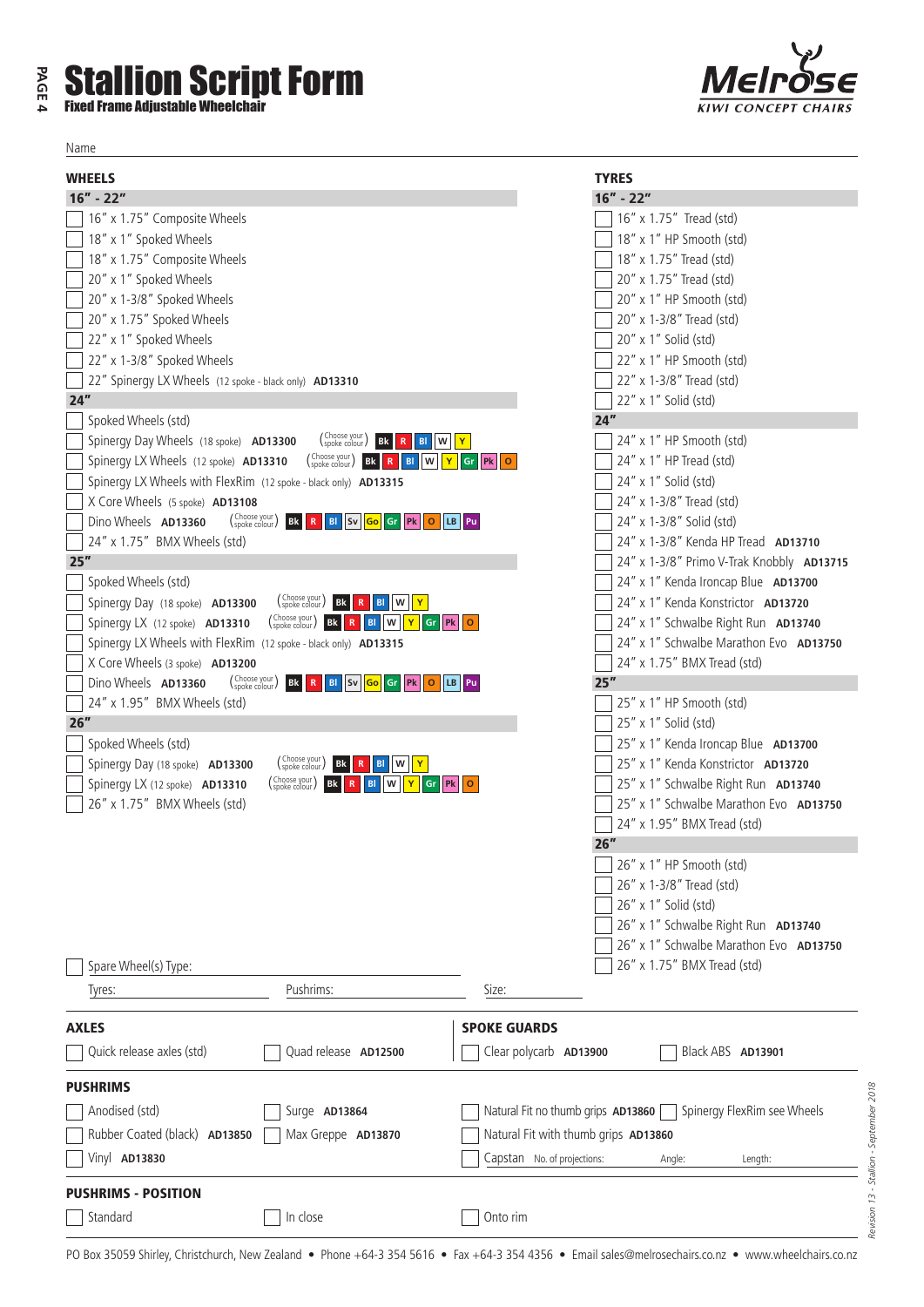# Stallion Script Form

**Fixed Frame Adjustable Wheelchair**

Name

## WHEELS

### 16" - 22"

- [ ] 16" x 1.75" Composite Wheels
- [ ] 18" x 1" Spoked Wheels
- [ ] 18" x 1.75" Composite Wheels
- [ ] 20" x 1" Spoked Wheels
- [ ] 20" x 1-3/8" Spoked Wheels
- [ ] 20" x 1.75" Spoked Wheels
- [ ] 22" x 1" Spoked Wheels
- [ ] 22" x 1-3/8" Spoked Wheels
- [ ] 22" Spinergy LX Wheels (12 spoke - black only) **AD13310**

### 24"

- [ ] Spoked Wheels (std)
- [ ] Spinergy Day Wheels (18 spoke) **AD13300** (Choose your spoke colour) Bk R Bl W Y
- [ ] Spinergy LX Wheels (12 spoke) **AD13310** (Choose your spoke colour) Bk R Bl W Y Gr Pk O
- [ ] Spinergy LX Wheels with FlexRim (12 spoke - black only) **AD13315**
- [ ] X Core Wheels (5 spoke) **AD13108**
- [ ] Dino Wheels **AD13360** (Choose your spoke colour) Bk R Bl Sv Go Gr Pk O LB Pu
- [ ] 24" x 1.75" BMX Wheels (std)

### 25"

- [ ] Spoked Wheels (std)
- [ ] Spinergy Day (18 spoke) **AD13300** (Choose your spoke colour) Bk R Bl W Y
- [ ] Spinergy LX (12 spoke) **AD13310** (Choose your spoke colour) Bk R Bl W Y Gr Pk O
- [ ] Spinergy LX Wheels with FlexRim (12 spoke - black only) **AD13315**
- [ ] X Core Wheels (3 spoke) **AD13200**
- [ ] Dino Wheels **AD13360** (Choose your spoke colour) Bk R Bl Sv Go Gr Pk O LB Pu
- [ ] 24" x 1.95" BMX Wheels (std)

### 26"

- [ ] Spoked Wheels (std)
- [ ] Spinergy Day (18 spoke) **AD13300** (Choose your spoke colour) Bk R Bl W Y
- [ ] Spinergy LX (12 spoke) **AD13310** (Choose your spoke colour) Bk R Bl W Y Gr Pk O
- [ ] 26" x 1.75" BMX Wheels (std)

- [ ] Spare Wheel(s) Type:

Tyres: &nbsp;&nbsp; Pushrims: &nbsp;&nbsp; Size:

## TYRES

### 16" - 22"

- [ ] 16" x 1.75" Tread (std)
- [ ] 18" x 1" HP Smooth (std)
- [ ] 18" x 1.75" Tread (std)
- [ ] 20" x 1.75" Tread (std)
- [ ] 20" x 1" HP Smooth (std)
- [ ] 20" x 1-3/8" Tread (std)
- [ ] 20" x 1" Solid (std)
- [ ] 22" x 1" HP Smooth (std)
- [ ] 22" x 1-3/8" Tread (std)
- [ ] 22" x 1" Solid (std)

### 24"

- [ ] 24" x 1" HP Smooth (std)
- [ ] 24" x 1" HP Tread (std)
- [ ] 24" x 1" Solid (std)
- [ ] 24" x 1-3/8" Tread (std)
- [ ] 24" x 1-3/8" Solid (std)
- [ ] 24" x 1-3/8" Kenda HP Tread **AD13710**
- [ ] 24" x 1-3/8" Primo V-Trak Knobbly **AD13715**
- [ ] 24" x 1" Kenda Ironcap Blue **AD13700**
- [ ] 24" x 1" Kenda Konstrictor **AD13720**
- [ ] 24" x 1" Schwalbe Right Run **AD13740**
- [ ] 24" x 1" Schwalbe Marathon Evo **AD13750**
- [ ] 24" x 1.75" BMX Tread (std)

### 25"

- [ ] 25" x 1" HP Smooth (std)
- [ ] 25" x 1" Solid (std)
- [ ] 25" x 1" Kenda Ironcap Blue **AD13700**
- [ ] 25" x 1" Kenda Konstrictor **AD13720**
- [ ] 25" x 1" Schwalbe Right Run **AD13740**
- [ ] 25" x 1" Schwalbe Marathon Evo **AD13750**
- [ ] 24" x 1.95" BMX Tread (std)

### 26"

- [ ] 26" x 1" HP Smooth (std)
- [ ] 26" x 1-3/8" Tread (std)
- [ ] 26" x 1" Solid (std)
- [ ] 26" x 1" Schwalbe Right Run **AD13740**
- [ ] 26" x 1" Schwalbe Marathon Evo **AD13750**
- [ ] 26" x 1.75" BMX Tread (std)

## AXLES

- [ ] Quick release axles (std)
- [ ] Quad release **AD12500**

## SPOKE GUARDS

- [ ] Clear polycarb **AD13900**
- [ ] Black ABS **AD13901**

## PUSHRIMS

- [ ] Anodised (std)
- [ ] Surge **AD13864**
- [ ] Natural Fit no thumb grips **AD13860**
- [ ] Spinergy FlexRim see Wheels
- [ ] Rubber Coated (black) **AD13850**
- [ ] Max Greppe **AD13870**
- [ ] Natural Fit with thumb grips **AD13860**
- [ ] Vinyl **AD13830**
- [ ] Capstan No. of projections: Angle: Length:

## PUSHRIMS - POSITION

- [ ] Standard
- [ ] In close
- [ ] Onto rim

PO Box 35059 Shirley, Christchurch, New Zealand • Phone +64-3 354 5616 • Fax +64-3 354 4356 • Email sales@melrosechairs.co.nz • www.wheelchairs.co.nz

Revision 13 - Stallion - September 2018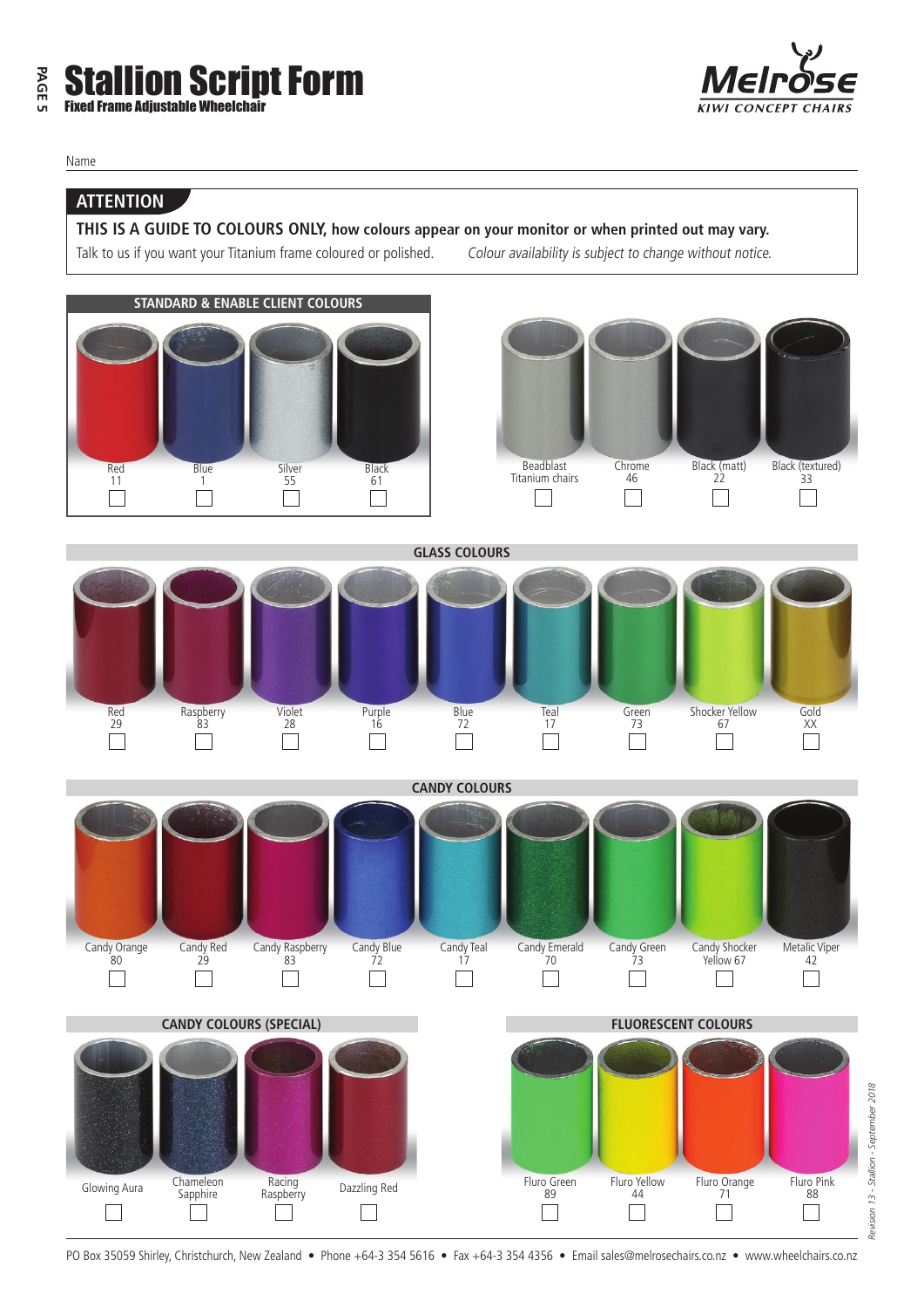# Stallion Script Form

**Fixed Frame Adjustable Wheelchair**

MELROSE KIWI CONCEPT CHAIRS

Name

## ATTENTION

**THIS IS A GUIDE TO COLOURS ONLY, how colours appear on your monitor or when printed out may vary.**

Talk to us if you want your Titanium frame coloured or polished. *Colour availability is subject to change without notice.*

### STANDARD & ENABLE CLIENT COLOURS

| Red | Blue | Silver | Black |
|---|---|---|---|
| 11 | 1 | 55 | 61 |
| ☐ | ☐ | ☐ | ☐ |

| Beadblast Titanium chairs | Chrome | Black (matt) | Black (textured) |
|---|---|---|---|
| | 46 | 22 | 33 |
| ☐ | ☐ | ☐ | ☐ |

### GLASS COLOURS

| Red | Raspberry | Violet | Purple | Blue | Teal | Green | Shocker Yellow | Gold |
|---|---|---|---|---|---|---|---|---|
| 29 | 83 | 28 | 16 | 72 | 17 | 73 | 67 | XX |
| ☐ | ☐ | ☐ | ☐ | ☐ | ☐ | ☐ | ☐ | ☐ |

### CANDY COLOURS

| Candy Orange | Candy Red | Candy Raspberry | Candy Blue | Candy Teal | Candy Emerald | Candy Green | Candy Shocker Yellow | Metalic Viper |
|---|---|---|---|---|---|---|---|---|
| 80 | 29 | 83 | 72 | 17 | 70 | 73 | 67 | 42 |
| ☐ | ☐ | ☐ | ☐ | ☐ | ☐ | ☐ | ☐ | ☐ |

### CANDY COLOURS (SPECIAL)

| Glowing Aura | Chameleon Sapphire | Racing Raspberry | Dazzling Red |
|---|---|---|---|
| ☐ | ☐ | ☐ | ☐ |

### FLUORESCENT COLOURS

| Fluro Green | Fluro Yellow | Fluro Orange | Fluro Pink |
|---|---|---|---|
| 89 | 44 | 71 | 88 |
| ☐ | ☐ | ☐ | ☐ |

PO Box 35059 Shirley, Christchurch, New Zealand • Phone +64-3 354 5616 • Fax +64-3 354 4356 • Email sales@melrosechairs.co.nz • www.wheelchairs.co.nz

*Revision 13 - Stallion - September 2018*